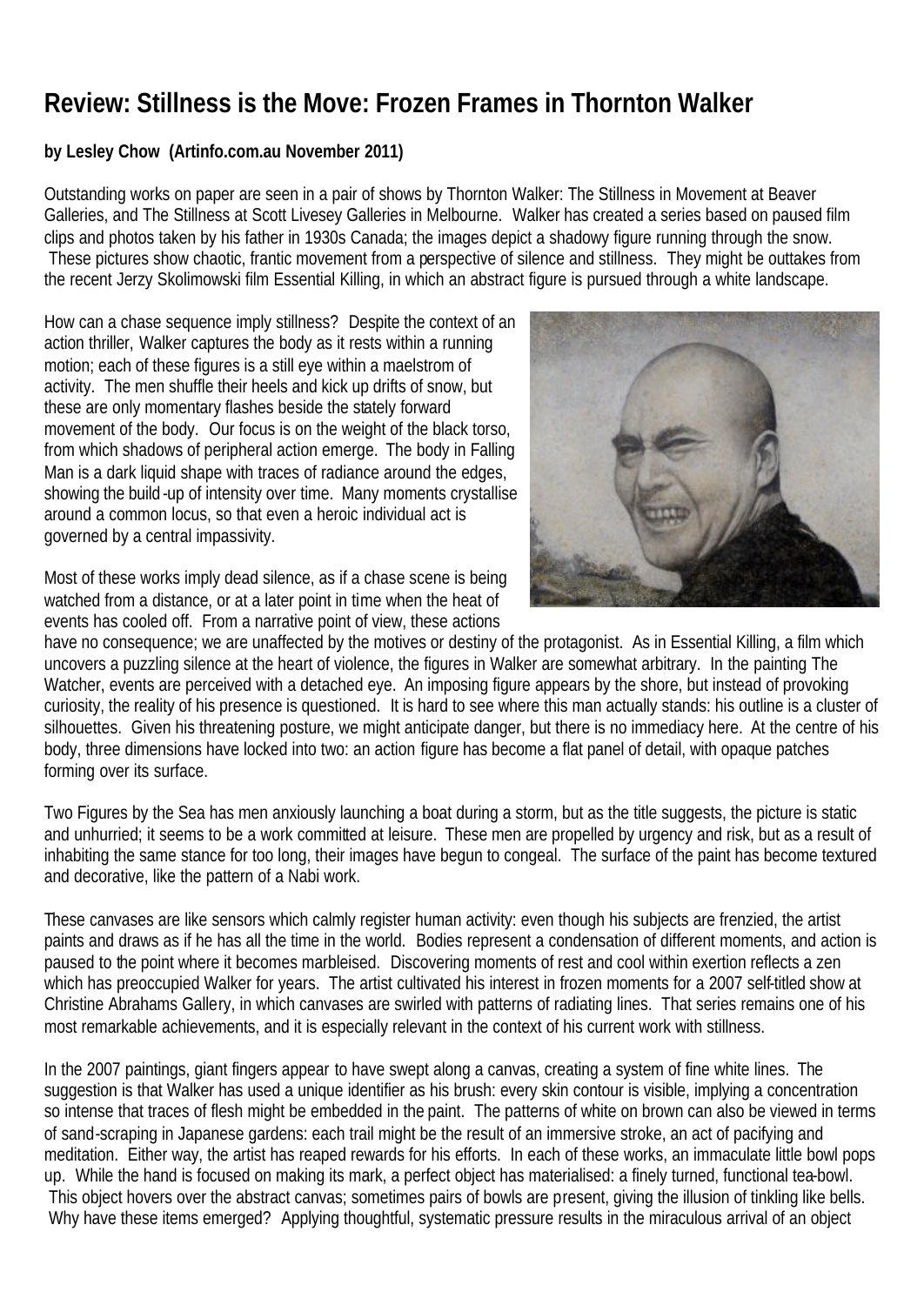# Review: Stillness is the Move: Frozen Frames in Thornton Walker

**by Lesley Chow (Artinfo.com.au November 2011)**

Outstanding works on paper are seen in a pair of shows by Thornton Walker: The Stillness in Movement at Beaver Galleries, and The Stillness at Scott Livesey Galleries in Melbourne. Walker has created a series based on paused film clips and photos taken by his father in 1930s Canada; the images depict a shadowy figure running through the snow. These pictures show chaotic, frantic movement from a perspective of silence and stillness. They might be outtakes from the recent Jerzy Skolimowski film Essential Killing, in which an abstract figure is pursued through a white landscape.

How can a chase sequence imply stillness? Despite the context of an action thriller, Walker captures the body as it rests within a running motion; each of these figures is a still eye within a maelstrom of activity. The men shuffle their heels and kick up drifts of snow, but these are only momentary flashes beside the stately forward movement of the body. Our focus is on the weight of the black torso, from which shadows of peripheral action emerge. The body in Falling Man is a dark liquid shape with traces of radiance around the edges, showing the build-up of intensity over time. Many moments crystallise around a common locus, so that even a heroic individual act is governed by a central impassivity.

Most of these works imply dead silence, as if a chase scene is being watched from a distance, or at a later point in time when the heat of events has cooled off. From a narrative point of view, these actions have no consequence; we are unaffected by the motives or destiny of the protagonist. As in Essential Killing, a film which uncovers a puzzling silence at the heart of violence, the figures in Walker are somewhat arbitrary. In the painting The Watcher, events are perceived with a detached eye. An imposing figure appears by the shore, but instead of provoking curiosity, the reality of his presence is questioned. It is hard to see where this man actually stands: his outline is a cluster of silhouettes. Given his threatening posture, we might anticipate danger, but there is no immediacy here. At the centre of his body, three dimensions have locked into two: an action figure has become a flat panel of detail, with opaque patches forming over its surface.

Two Figures by the Sea has men anxiously launching a boat during a storm, but as the title suggests, the picture is static and unhurried; it seems to be a work committed at leisure. These men are propelled by urgency and risk, but as a result of inhabiting the same stance for too long, their images have begun to congeal. The surface of the paint has become textured and decorative, like the pattern of a Nabi work.

These canvases are like sensors which calmly register human activity: even though his subjects are frenzied, the artist paints and draws as if he has all the time in the world. Bodies represent a condensation of different moments, and action is paused to the point where it becomes marbleised. Discovering moments of rest and cool within exertion reflects a zen which has preoccupied Walker for years. The artist cultivated his interest in frozen moments for a 2007 self-titled show at Christine Abrahams Gallery, in which canvases are swirled with patterns of radiating lines. That series remains one of his most remarkable achievements, and it is especially relevant in the context of his current work with stillness.

In the 2007 paintings, giant fingers appear to have swept along a canvas, creating a system of fine white lines. The suggestion is that Walker has used a unique identifier as his brush: every skin contour is visible, implying a concentration so intense that traces of flesh might be embedded in the paint. The patterns of white on brown can also be viewed in terms of sand-scraping in Japanese gardens: each trail might be the result of an immersive stroke, an act of pacifying and meditation. Either way, the artist has reaped rewards for his efforts. In each of these works, an immaculate little bowl pops up. While the hand is focused on making its mark, a perfect object has materialised: a finely turned, functional tea-bowl. This object hovers over the abstract canvas; sometimes pairs of bowls are present, giving the illusion of tinkling like bells. Why have these items emerged? Applying thoughtful, systematic pressure results in the miraculous arrival of an object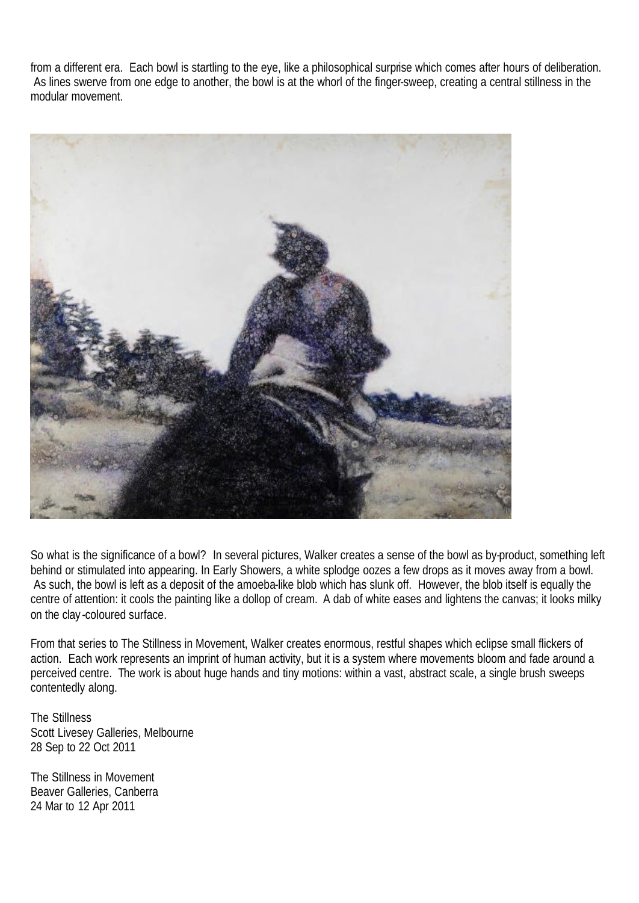from a different era. Each bowl is startling to the eye, like a philosophical surprise which comes after hours of deliberation. As lines swerve from one edge to another, the bowl is at the whorl of the finger-sweep, creating a central stillness in the modular movement.

So what is the significance of a bowl? In several pictures, Walker creates a sense of the bowl as by-product, something left behind or stimulated into appearing. In Early Showers, a white splodge oozes a few drops as it moves away from a bowl. As such, the bowl is left as a deposit of the amoeba-like blob which has slunk off. However, the blob itself is equally the centre of attention: it cools the painting like a dollop of cream. A dab of white eases and lightens the canvas; it looks milky on the clay-coloured surface.

From that series to The Stillness in Movement, Walker creates enormous, restful shapes which eclipse small flickers of action. Each work represents an imprint of human activity, but it is a system where movements bloom and fade around a perceived centre. The work is about huge hands and tiny motions: within a vast, abstract scale, a single brush sweeps contentedly along.

The Stillness
Scott Livesey Galleries, Melbourne
28 Sep to 22 Oct 2011

The Stillness in Movement
Beaver Galleries, Canberra
24 Mar to 12 Apr 2011